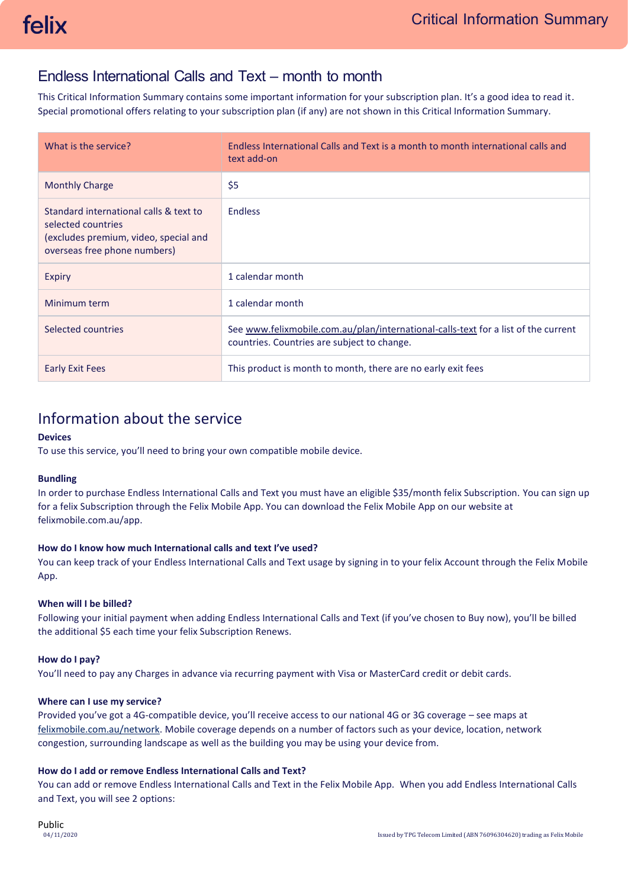# Endless International Calls and Text – month to month

This Critical Information Summary contains some important information for your subscription plan. It's a good idea to read it. Special promotional offers relating to your subscription plan (if any) are not shown in this Critical Information Summary.

| What is the service? | Endless International Calls and Text is a month to month international calls and text add-on |
|---|---|
| Monthly Charge | $5 |
| Standard international calls & text to selected countries (excludes premium, video, special and overseas free phone numbers) | Endless |
| Expiry | 1 calendar month |
| Minimum term | 1 calendar month |
| Selected countries | See www.felixmobile.com.au/plan/international-calls-text for a list of the current countries. Countries are subject to change. |
| Early Exit Fees | This product is month to month, there are no early exit fees |

## Information about the service

**Devices**

To use this service, you'll need to bring your own compatible mobile device.

**Bundling**

In order to purchase Endless International Calls and Text you must have an eligible $35/month felix Subscription. You can sign up for a felix Subscription through the Felix Mobile App. You can download the Felix Mobile App on our website at felixmobile.com.au/app.

**How do I know how much International calls and text I've used?**

You can keep track of your Endless International Calls and Text usage by signing in to your felix Account through the Felix Mobile App.

**When will I be billed?**

Following your initial payment when adding Endless International Calls and Text (if you've chosen to Buy now), you'll be billed the additional $5 each time your felix Subscription Renews.

**How do I pay?**

You'll need to pay any Charges in advance via recurring payment with Visa or MasterCard credit or debit cards.

**Where can I use my service?**

Provided you've got a 4G-compatible device, you'll receive access to our national 4G or 3G coverage – see maps at felixmobile.com.au/network. Mobile coverage depends on a number of factors such as your device, location, network congestion, surrounding landscape as well as the building you may be using your device from.

**How do I add or remove Endless International Calls and Text?**

You can add or remove Endless International Calls and Text in the Felix Mobile App. When you add Endless International Calls and Text, you will see 2 options: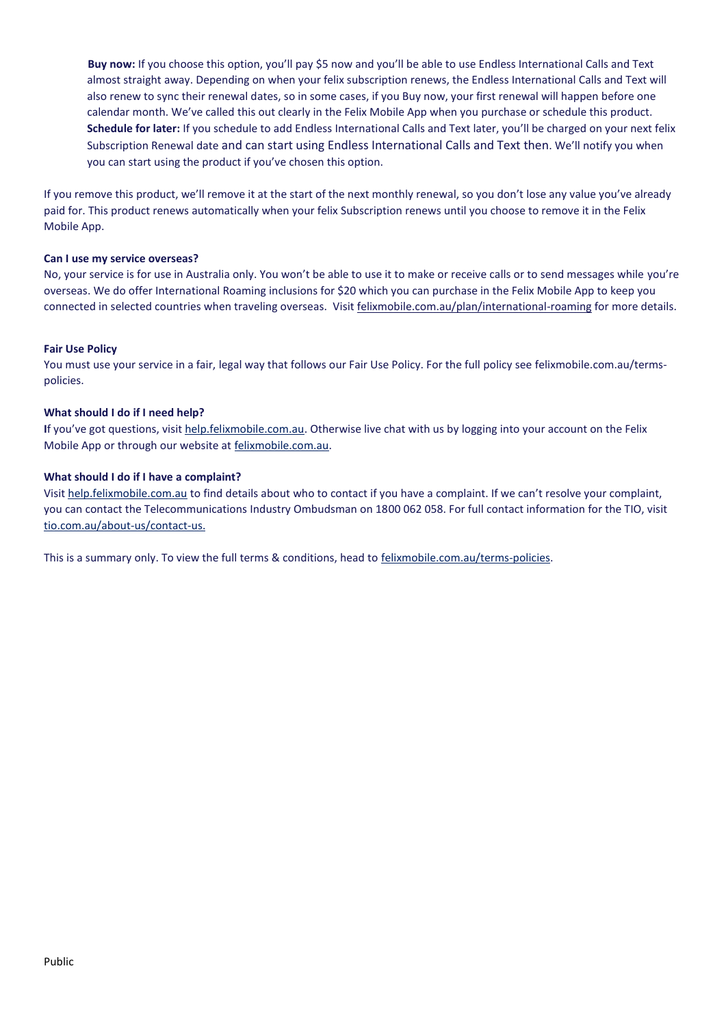**Buy now:** If you choose this option, you'll pay $5 now and you'll be able to use Endless International Calls and Text almost straight away. Depending on when your felix subscription renews, the Endless International Calls and Text will also renew to sync their renewal dates, so in some cases, if you Buy now, your first renewal will happen before one calendar month. We've called this out clearly in the Felix Mobile App when you purchase or schedule this product.
**Schedule for later:** If you schedule to add Endless International Calls and Text later, you'll be charged on your next felix Subscription Renewal date and can start using Endless International Calls and Text then. We'll notify you when you can start using the product if you've chosen this option.

If you remove this product, we'll remove it at the start of the next monthly renewal, so you don't lose any value you've already paid for. This product renews automatically when your felix Subscription renews until you choose to remove it in the Felix Mobile App.

**Can I use my service overseas?**

No, your service is for use in Australia only. You won't be able to use it to make or receive calls or to send messages while you're overseas. We do offer International Roaming inclusions for $20 which you can purchase in the Felix Mobile App to keep you connected in selected countries when traveling overseas. Visit felixmobile.com.au/plan/international-roaming for more details.

**Fair Use Policy**

You must use your service in a fair, legal way that follows our Fair Use Policy. For the full policy see felixmobile.com.au/terms-policies.

**What should I do if I need help?**

**I**f you've got questions, visit help.felixmobile.com.au. Otherwise live chat with us by logging into your account on the Felix Mobile App or through our website at felixmobile.com.au.

**What should I do if I have a complaint?**

Visit help.felixmobile.com.au to find details about who to contact if you have a complaint. If we can't resolve your complaint, you can contact the Telecommunications Industry Ombudsman on 1800 062 058. For full contact information for the TIO, visit tio.com.au/about-us/contact-us.

This is a summary only. To view the full terms & conditions, head to felixmobile.com.au/terms-policies.

Public